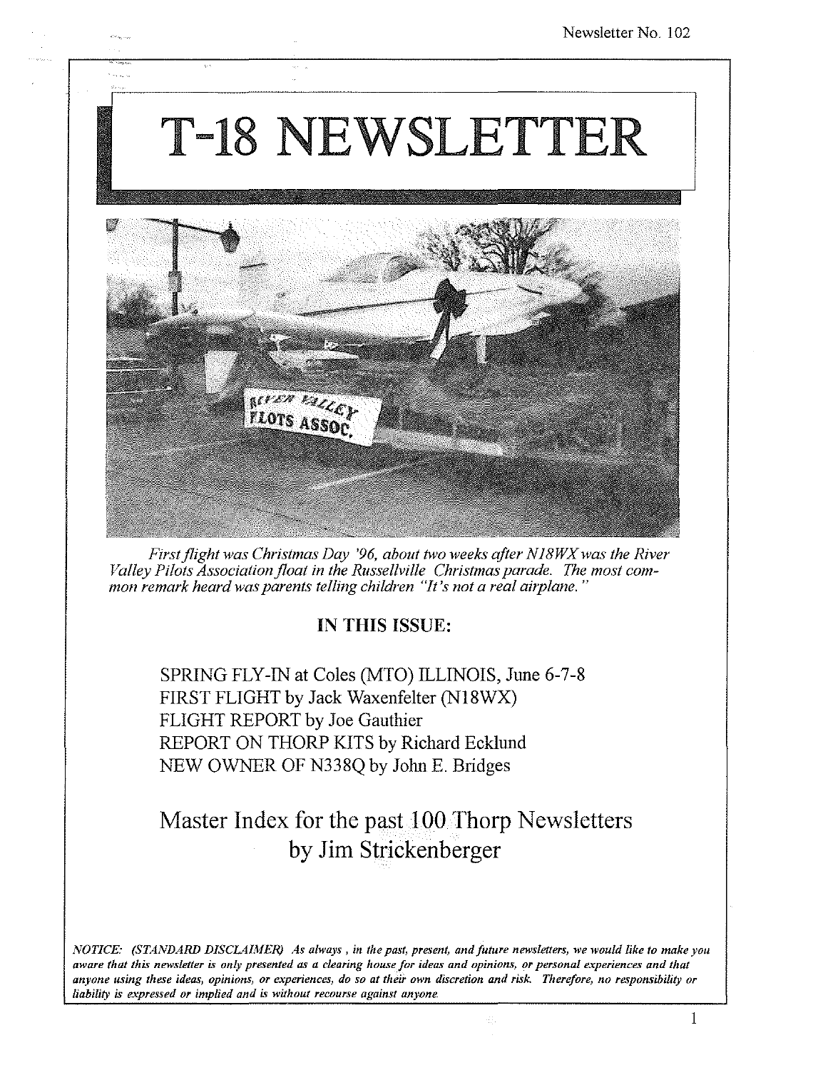# T-18 NEWSLETTER

*First flight was Christmas Day '96, about two weeks after N18WX was the River Valley Pilots Association float in the Russellville Christmas parade. The most common remark heard was parents telling children "It's not a real airplane."*

**IN THIS ISSUE:**

SPRING FLY-IN at Coles (MTO) ILLINOIS, June 6-7-8
FIRST FLIGHT by Jack Waxenfelter (N18WX)
FLIGHT REPORT by Joe Gauthier
REPORT ON THORP KITS by Richard Ecklund
NEW OWNER OF N338Q by John E. Bridges

## Master Index for the past 100 Thorp Newsletters by Jim Strickenberger

***NOTICE: (STANDARD DISCLAIMER) As always, in the past, present, and future newsletters, we would like to make you aware that this newsletter is only presented as a clearing house for ideas and opinions, or personal experiences and that anyone using these ideas, opinions, or experiences, do so at their own discretion and risk. Therefore, no responsibility or liability is expressed or implied and is without recourse against anyone.***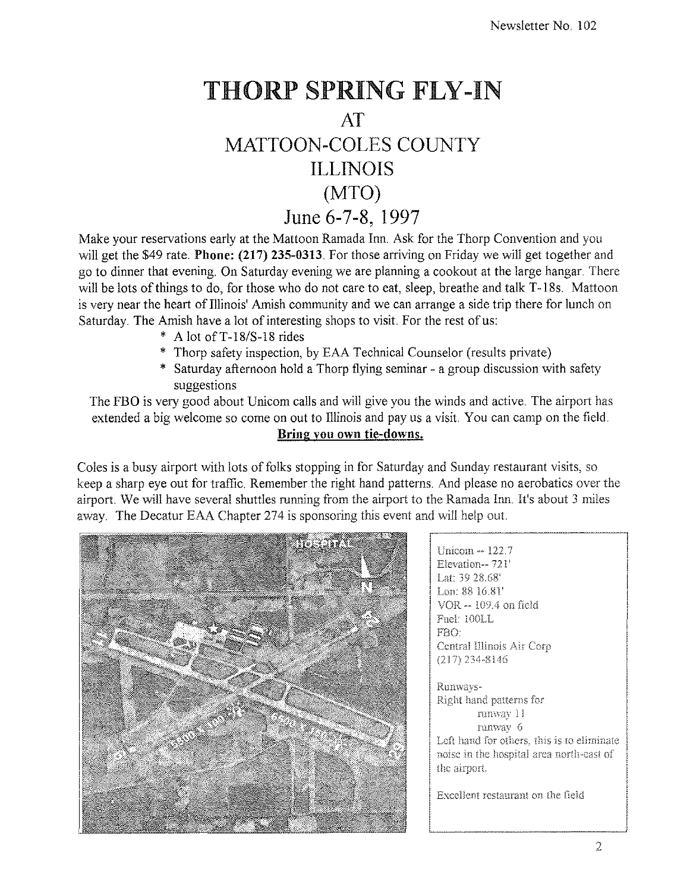Newsletter No. 102

# THORP SPRING FLY-IN

## AT

## MATTOON-COLES COUNTY

## ILLINOIS

## (MTO)

## June 6-7-8, 1997

Make your reservations early at the Mattoon Ramada Inn. Ask for the Thorp Convention and you will get the $49 rate. **Phone: (217) 235-0313**. For those arriving on Friday we will get together and go to dinner that evening. On Saturday evening we are planning a cookout at the large hangar. There will be lots of things to do, for those who do not care to eat, sleep, breathe and talk T-18s. Mattoon is very near the heart of Illinois' Amish community and we can arrange a side trip there for lunch on Saturday. The Amish have a lot of interesting shops to visit. For the rest of us:

* A lot of T-18/S-18 rides
* Thorp safety inspection, by EAA Technical Counselor (results private)
* Saturday afternoon hold a Thorp flying seminar - a group discussion with safety suggestions

The FBO is very good about Unicom calls and will give you the winds and active. The airport has extended a big welcome so come on out to Illinois and pay us a visit. You can camp on the field.

**Bring you own tie-downs.**

Coles is a busy airport with lots of folks stopping in for Saturday and Sunday restaurant visits, so keep a sharp eye out for traffic. Remember the right hand patterns. And please no aerobatics over the airport. We will have several shuttles running from the airport to the Ramada Inn. It's about 3 miles away. The Decatur EAA Chapter 274 is sponsoring this event and will help out.

Unicom -- 122.7
Elevation-- 721'
Lat: 39 28.68'
Lon: 88 16.81'
VOR -- 109.4 on field
Fuel: 100LL
FBO:
Central Illinois Air Corp
(217) 234-8146

Runways-
Right hand patterns for
runway 11
runway 6
Left hand for others, this is to eliminate noise in the hospital area north-east of the airport.

Excellent restaurant on the field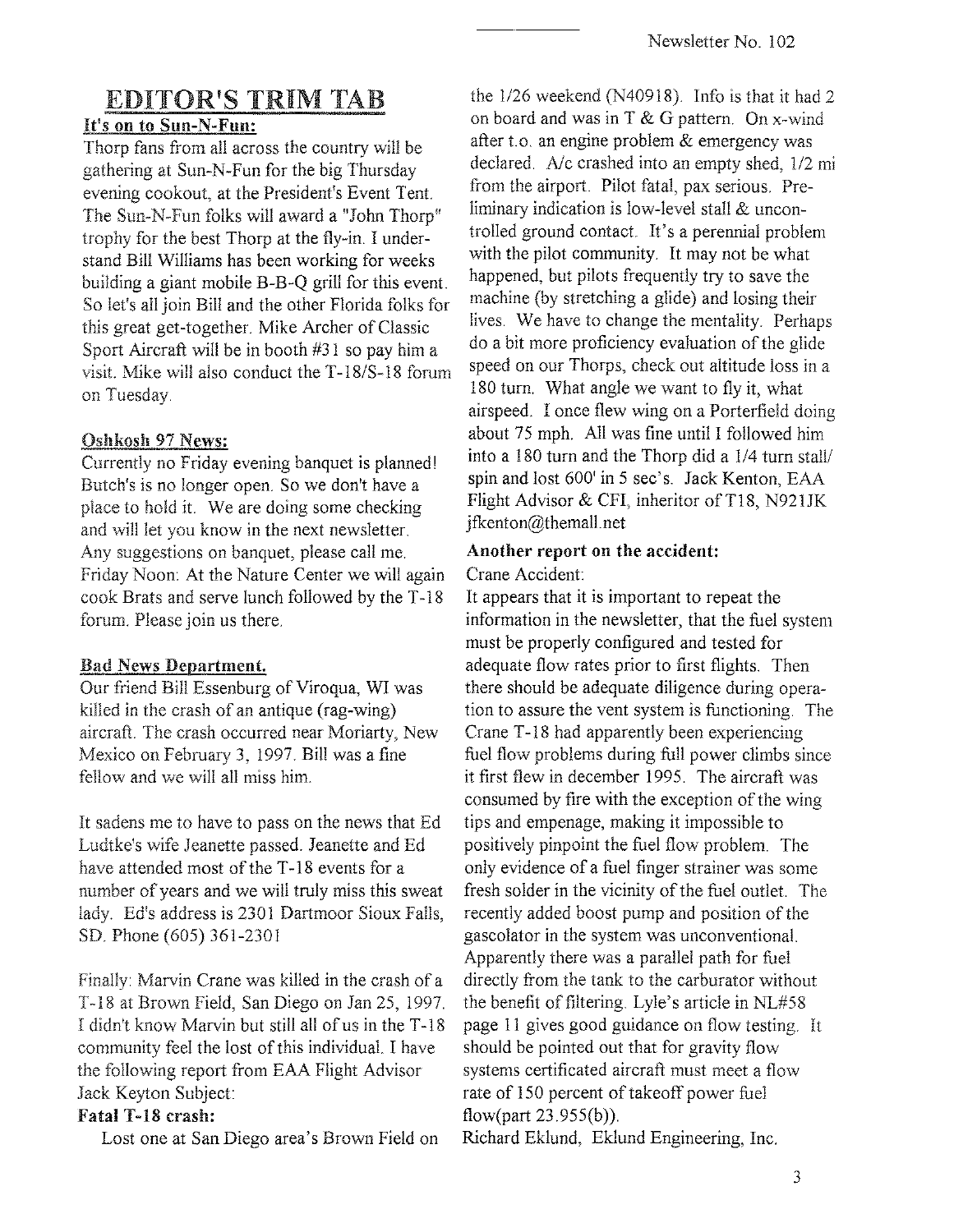# EDITOR'S TRIM TAB

### It's on to Sun-N-Fun:

Thorp fans from all across the country will be gathering at Sun-N-Fun for the big Thursday evening cookout, at the President's Event Tent. The Sun-N-Fun folks will award a "John Thorp" trophy for the best Thorp at the fly-in. I understand Bill Williams has been working for weeks building a giant mobile B-B-Q grill for this event. So let's all join Bill and the other Florida folks for this great get-together. Mike Archer of Classic Sport Aircraft will be in booth #31 so pay him a visit. Mike will also conduct the T-18/S-18 forum on Tuesday.

### Oshkosh 97 News:

Currently no Friday evening banquet is planned! Butch's is no longer open. So we don't have a place to hold it. We are doing some checking and will let you know in the next newsletter. Any suggestions on banquet, please call me. Friday Noon: At the Nature Center we will again cook Brats and serve lunch followed by the T-18 forum. Please join us there.

### Bad News Department.

Our friend Bill Essenburg of Viroqua, WI was killed in the crash of an antique (rag-wing) aircraft. The crash occurred near Moriarty, New Mexico on February 3, 1997. Bill was a fine fellow and we will all miss him.

It sadens me to have to pass on the news that Ed Ludtke's wife Jeanette passed. Jeanette and Ed have attended most of the T-18 events for a number of years and we will truly miss this sweat lady. Ed's address is 2301 Dartmoor Sioux Falls, SD. Phone (605) 361-2301

Finally: Marvin Crane was killed in the crash of a T-18 at Brown Field, San Diego on Jan 25, 1997. I didn't know Marvin but still all of us in the T-18 community feel the lost of this individual. I have the following report from EAA Flight Advisor Jack Keyton Subject:

**Fatal T-18 crash:**

Lost one at San Diego area's Brown Field on the 1/26 weekend (N40918). Info is that it had 2 on board and was in T & G pattern. On x-wind after t.o. an engine problem & emergency was declared. A/c crashed into an empty shed, 1/2 mi from the airport. Pilot fatal, pax serious. Preliminary indication is low-level stall & uncontrolled ground contact. It's a perennial problem with the pilot community. It may not be what happened, but pilots frequently try to save the machine (by stretching a glide) and losing their lives. We have to change the mentality. Perhaps do a bit more proficiency evaluation of the glide speed on our Thorps, check out altitude loss in a 180 turn. What angle we want to fly it, what airspeed. I once flew wing on a Porterfield doing about 75 mph. All was fine until I followed him into a 180 turn and the Thorp did a 1/4 turn stall/spin and lost 600' in 5 sec's. Jack Kenton, EAA Flight Advisor & CFI, inheritor of T18, N921JK jfkenton@themall.net

**Another report on the accident:**

Crane Accident:

It appears that it is important to repeat the information in the newsletter, that the fuel system must be properly configured and tested for adequate flow rates prior to first flights. Then there should be adequate diligence during operation to assure the vent system is functioning. The Crane T-18 had apparently been experiencing fuel flow problems during full power climbs since it first flew in december 1995. The aircraft was consumed by fire with the exception of the wing tips and empenage, making it impossible to positively pinpoint the fuel flow problem. The only evidence of a fuel finger strainer was some fresh solder in the vicinity of the fuel outlet. The recently added boost pump and position of the gascolator in the system was unconventional. Apparently there was a parallel path for fuel directly from the tank to the carburator without the benefit of filtering. Lyle's article in NL#58 page 11 gives good guidance on flow testing. It should be pointed out that for gravity flow systems certificated aircraft must meet a flow rate of 150 percent of takeoff power fuel flow(part 23.955(b)).

Richard Eklund, Eklund Engineering, Inc.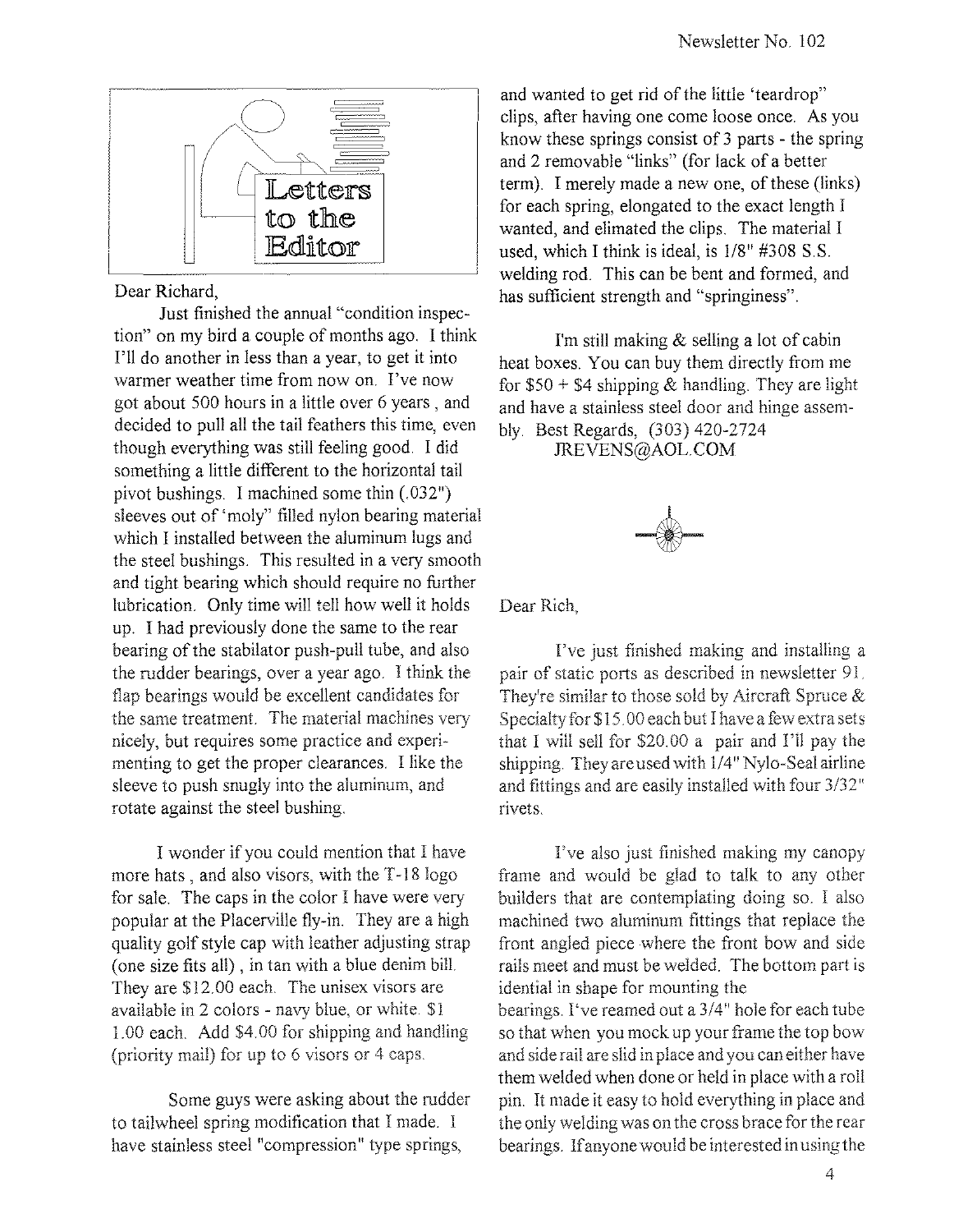## Letters to the Editor

Dear Richard,

Just finished the annual "condition inspection" on my bird a couple of months ago. I think I'll do another in less than a year, to get it into warmer weather time from now on. I've now got about 500 hours in a little over 6 years , and decided to pull all the tail feathers this time, even though everything was still feeling good. I did something a little different to the horizontal tail pivot bushings. I machined some thin (.032") sleeves out of 'moly" filled nylon bearing material which I installed between the aluminum lugs and the steel bushings. This resulted in a very smooth and tight bearing which should require no further lubrication. Only time will tell how well it holds up. I had previously done the same to the rear bearing of the stabilator push-pull tube, and also the rudder bearings, over a year ago. I think the flap bearings would be excellent candidates for the same treatment. The material machines very nicely, but requires some practice and experimenting to get the proper clearances. I like the sleeve to push snugly into the aluminum, and rotate against the steel bushing.

I wonder if you could mention that I have more hats , and also visors, with the T-18 logo for sale. The caps in the color I have were very popular at the Placerville fly-in. They are a high quality golf style cap with leather adjusting strap (one size fits all) , in tan with a blue denim bill. They are $12.00 each. The unisex visors are available in 2 colors - navy blue, or white. $1 1.00 each. Add $4.00 for shipping and handling (priority mail) for up to 6 visors or 4 caps.

Some guys were asking about the rudder to tailwheel spring modification that I made. I have stainless steel "compression" type springs, and wanted to get rid of the little 'teardrop" clips, after having one come loose once. As you know these springs consist of 3 parts - the spring and 2 removable "links" (for lack of a better term). I merely made a new one, of these (links) for each spring, elongated to the exact length I wanted, and elimated the clips. The material I used, which I think is ideal, is 1/8" #308 S.S. welding rod. This can be bent and formed, and has sufficient strength and "springiness".

I'm still making & selling a lot of cabin heat boxes. You can buy them directly from me for $50 + $4 shipping & handling. They are light and have a stainless steel door and hinge assembly. Best Regards, (303) 420-2724
JREVENS@AOL.COM

Dear Rich,

I've just finished making and installing a pair of static ports as described in newsletter 91. They're similar to those sold by Aircraft Spruce & Specialty for $15.00 each but I have a few extra sets that I will sell for $20.00 a pair and I'll pay the shipping. They are used with 1/4" Nylo-Seal airline and fittings and are easily installed with four 3/32" rivets.

I've also just finished making my canopy frame and would be glad to talk to any other builders that are contemplating doing so. I also machined two aluminum fittings that replace the front angled piece where the front bow and side rails meet and must be welded. The bottom part is idential in shape for mounting the bearings. I've reamed out a 3/4" hole for each tube so that when you mock up your frame the top bow and side rail are slid in place and you can either have them welded when done or held in place with a roll pin. It made it easy to hold everything in place and the only welding was on the cross brace for the rear bearings. If anyone would be interested in using the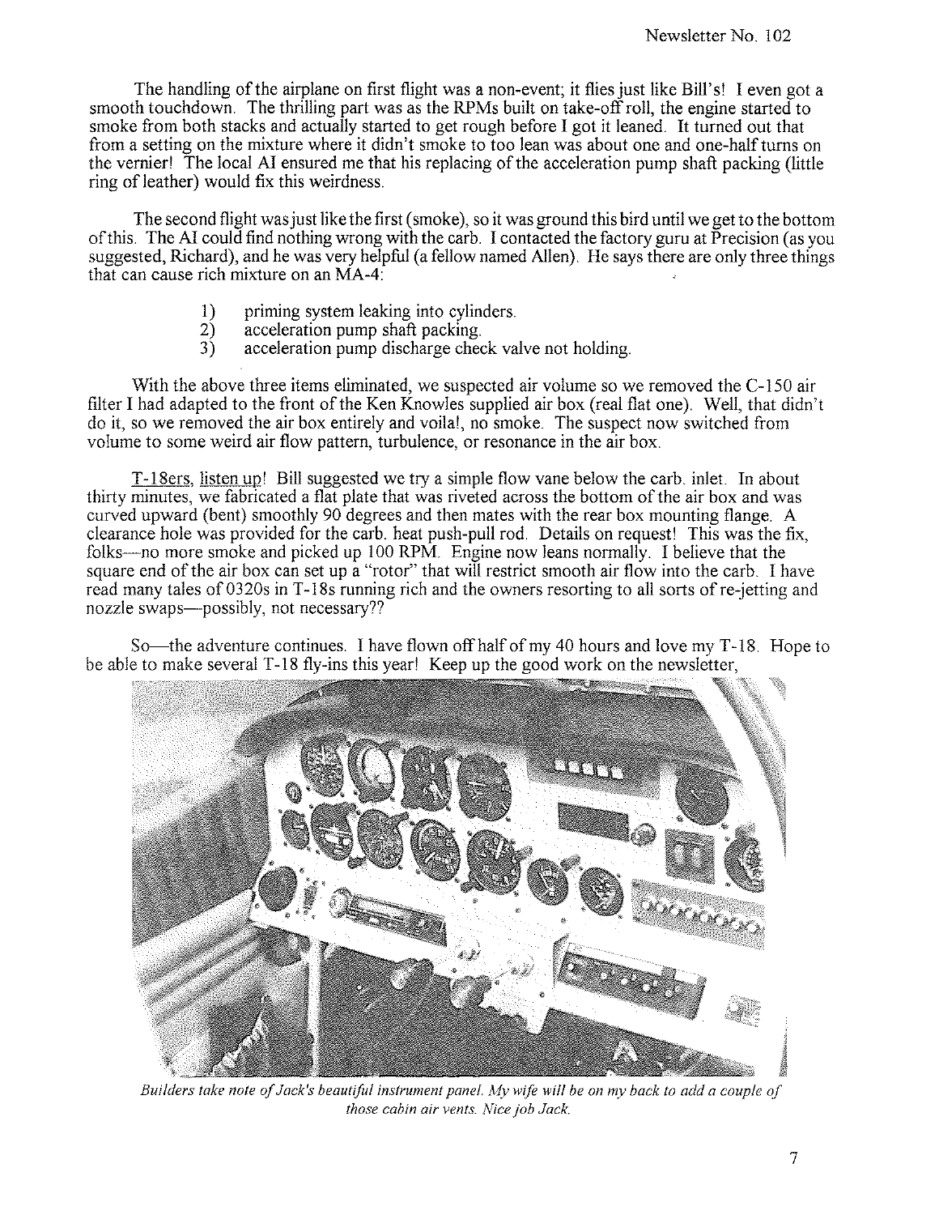The handling of the airplane on first flight was a non-event; it flies just like Bill's! I even got a smooth touchdown. The thrilling part was as the RPMs built on take-off roll, the engine started to smoke from both stacks and actually started to get rough before I got it leaned. It turned out that from a setting on the mixture where it didn't smoke to too lean was about one and one-half turns on the vernier! The local AI ensured me that his replacing of the acceleration pump shaft packing (little ring of leather) would fix this weirdness.

The second flight was just like the first (smoke), so it was ground this bird until we get to the bottom of this. The AI could find nothing wrong with the carb. I contacted the factory guru at Precision (as you suggested, Richard), and he was very helpful (a fellow named Allen). He says there are only three things that can cause rich mixture on an MA-4:

1) priming system leaking into cylinders.
2) acceleration pump shaft packing.
3) acceleration pump discharge check valve not holding.

With the above three items eliminated, we suspected air volume so we removed the C-150 air filter I had adapted to the front of the Ken Knowles supplied air box (real flat one). Well, that didn't do it, so we removed the air box entirely and voila!, no smoke. The suspect now switched from volume to some weird air flow pattern, turbulence, or resonance in the air box.

<u>T-18ers, listen up</u>! Bill suggested we try a simple flow vane below the carb. inlet. In about thirty minutes, we fabricated a flat plate that was riveted across the bottom of the air box and was curved upward (bent) smoothly 90 degrees and then mates with the rear box mounting flange. A clearance hole was provided for the carb. heat push-pull rod. Details on request! This was the fix, folks—no more smoke and picked up 100 RPM. Engine now leans normally. I believe that the square end of the air box can set up a "rotor" that will restrict smooth air flow into the carb. I have read many tales of 0320s in T-18s running rich and the owners resorting to all sorts of re-jetting and nozzle swaps—possibly, not necessary??

So—the adventure continues. I have flown off half of my 40 hours and love my T-18. Hope to be able to make several T-18 fly-ins this year! Keep up the good work on the newsletter,

*Builders take note of Jack's beautiful instrument panel. My wife will be on my back to add a couple of those cabin air vents. Nice job Jack.*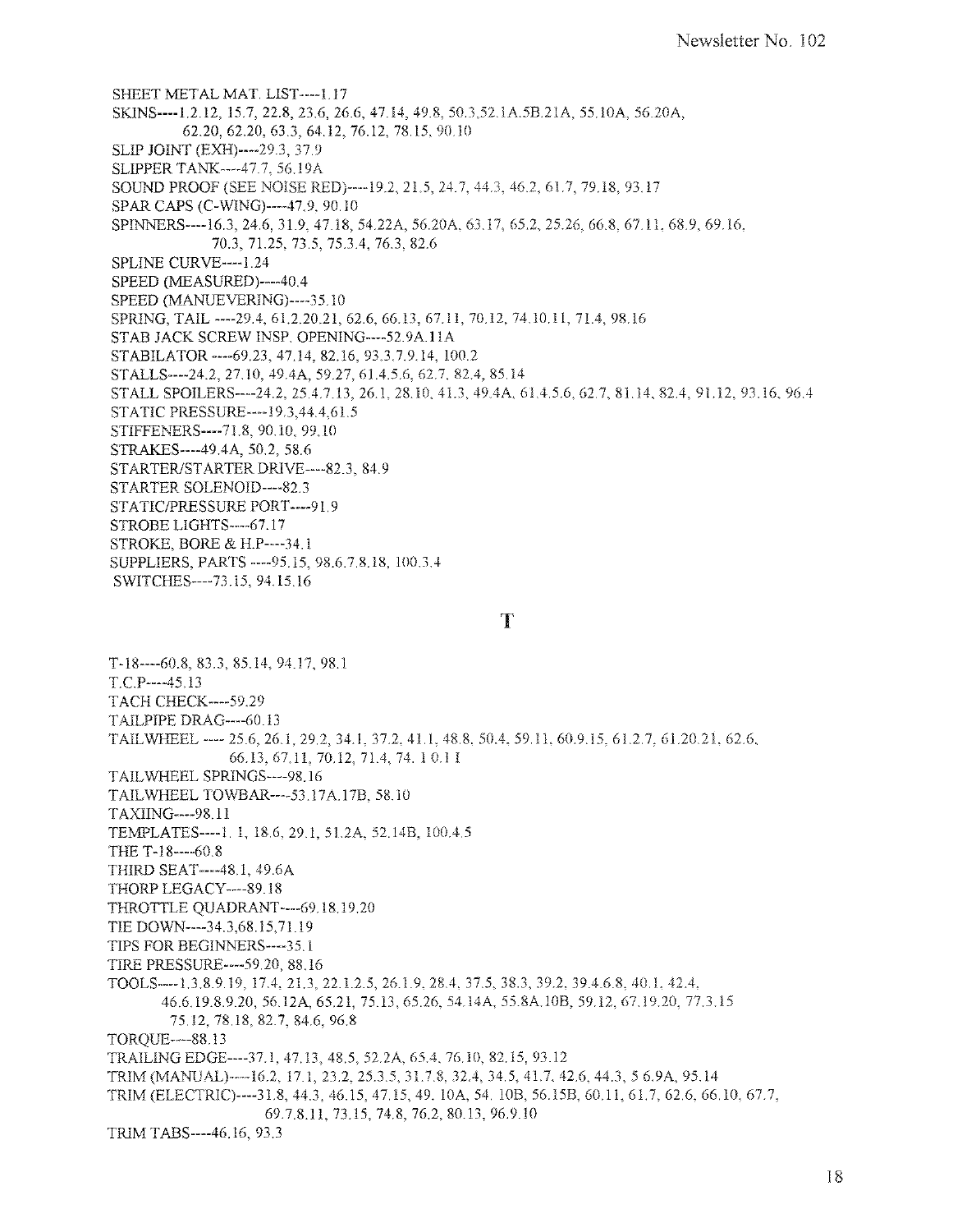SHEET METAL MAT. LIST----1.17

SKINS----1.2.12, 15.7, 22.8, 23.6, 26.6, 47.14, 49.8, 50.3,52.1A.5B.21A, 55.10A, 56.20A, 62.20, 62.20, 63.3, 64.12, 76.12, 78.15, 90.10

SLIP JOINT (EXH)----29.3, 37.9

SLIPPER TANK----47.7, 56.19A

SOUND PROOF (SEE NOISE RED)----19.2, 21.5, 24.7, 44.3, 46.2, 61.7, 79.18, 93.17

SPAR CAPS (C-WING)----47.9, 90.10

SPINNERS----16.3, 24.6, 31.9, 47.18, 54.22A, 56.20A, 63.17, 65.2, 25.26, 66.8, 67.11, 68.9, 69.16, 70.3, 71.25, 73.5, 75.3.4, 76.3, 82.6

SPLINE CURVE----1.24

SPEED (MEASURED)----40.4

SPEED (MANUEVERING)----35.10

SPRING, TAIL ----29.4, 61.2.20.21, 62.6, 66.13, 67.11, 70.12, 74.10.11, 71.4, 98.16

STAB JACK SCREW INSP. OPENING----52.9A.11A

STABILATOR ----69.23, 47.14, 82.16, 93.3.7.9.14, 100.2

STALLS----24.2, 27.10, 49.4A, 59.27, 61.4.5.6, 62.7, 82.4, 85.14

STALL SPOILERS----24.2, 25.4.7.13, 26.1, 28.10, 41.3, 49.4A, 61.4.5.6, 62.7, 81.14, 82.4, 91.12, 93.16, 96.4

STATIC PRESSURE----19.3,44.4,61.5

STIFFENERS----71.8, 90.10, 99.10

STRAKES----49.4A, 50.2, 58.6

STARTER/STARTER DRIVE----82.3, 84.9

STARTER SOLENOID----82.3

STATIC/PRESSURE PORT----91.9

STROBE LIGHTS----67.17

STROKE, BORE & H.P----34.1

SUPPLIERS, PARTS ----95.15, 98.6.7.8.18, 100.3.4

SWITCHES----73.15, 94.15.16

## T

T-18----60.8, 83.3, 85.14, 94.17, 98.1

T.C.P----45.13

TACH CHECK----59.29

TAILPIPE DRAG----60.13

TAILWHEEL ---- 25.6, 26.1, 29.2, 34.1, 37.2, 41.1, 48.8, 50.4, 59.11, 60.9.15, 61.2.7, 61.20.21, 62.6, 66.13, 67.11, 70.12, 71.4, 74. 1 0.1 I

TAILWHEEL SPRINGS----98.16

TAILWHEEL TOWBAR----53.17A.17B, 58.10

TAXIING----98.11

TEMPLATES----1. 1, 18.6, 29.1, 51.2A, 52.14B, 100.4.5

THE T-18----60.8

THIRD SEAT----48.1, 49.6A

THORP LEGACY----89.18

THROTTLE QUADRANT----69.18.19.20

TIE DOWN----34.3,68.15,71.19

TIPS FOR BEGINNERS----35.1

TIRE PRESSURE----59.20, 88.16

TOOLS----1.3.8.9.19, 17.4, 21.3, 22.1.2.5, 26.1.9, 28.4, 37.5, 38.3, 39.2, 39.4.6.8, 40.1, 42.4, 46.6.19.8.9.20, 56.12A, 65.21, 75.13, 65.26, 54.14A, 55.8A.10B, 59.12, 67.19.20, 77.3.15 75.12, 78.18, 82.7, 84.6, 96.8

TORQUE----88.13

TRAILING EDGE----37.1, 47.13, 48.5, 52.2A, 65.4, 76.10, 82.15, 93.12

TRIM (MANUAL)----16.2, 17.1, 23.2, 25.3.5, 31.7.8, 32.4, 34.5, 41.7, 42.6, 44.3, 5 6.9A, 95.14

TRIM (ELECTRIC)----31.8, 44.3, 46.15, 47.15, 49. 10A, 54. 10B, 56.15B, 60.11, 61.7, 62.6, 66.10, 67.7, 69.7.8.11, 73.15, 74.8, 76.2, 80.13, 96.9.10

TRIM TABS----46.16, 93.3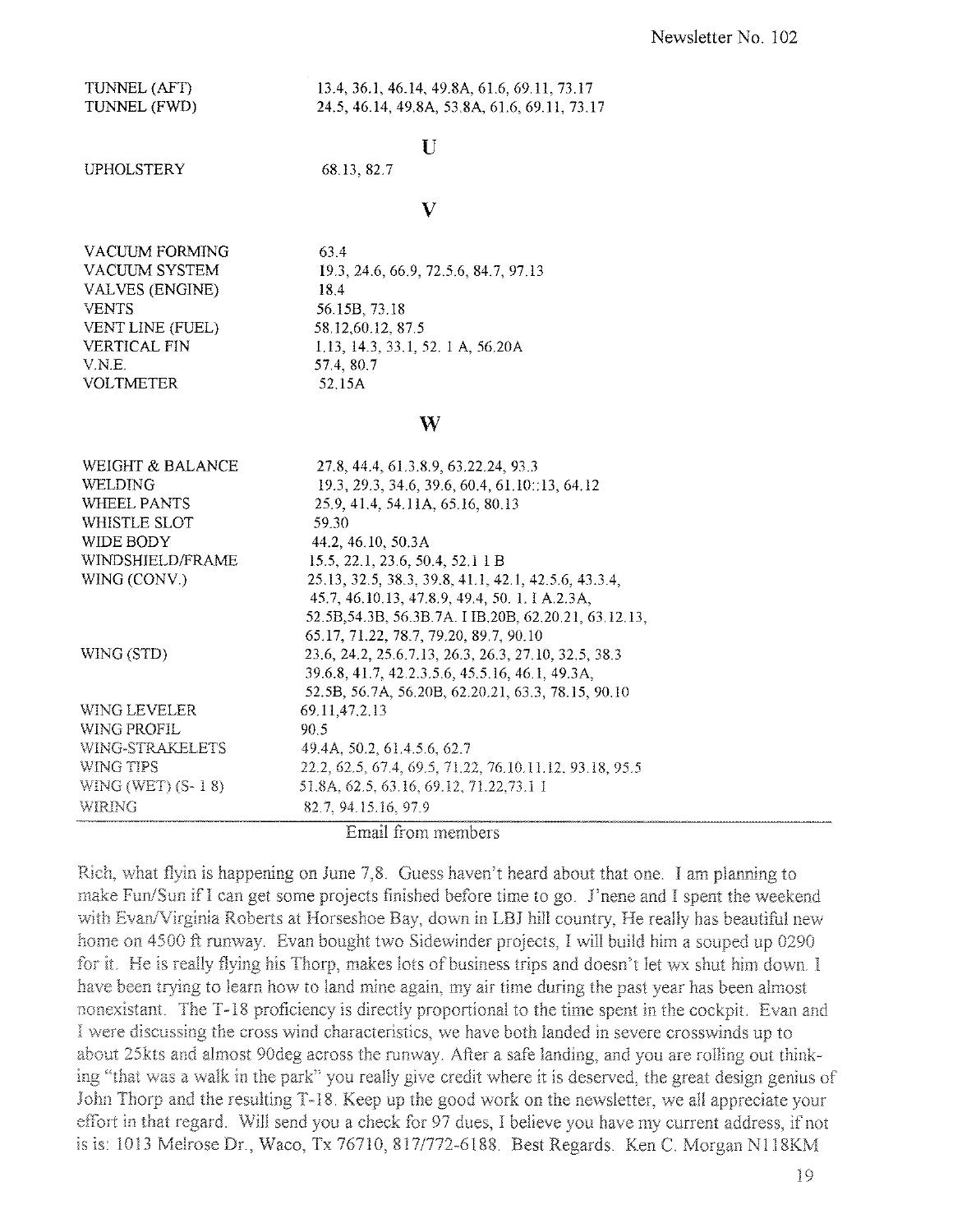| | |
|---|---|
| TUNNEL (AFT) | 13.4, 36.1, 46.14, 49.8A, 61.6, 69.11, 73.17 |
| TUNNEL (FWD) | 24.5, 46.14, 49.8A, 53.8A, 61.6, 69.11, 73.17 |

## U

| | |
|---|---|
| UPHOLSTERY | 68.13, 82.7 |

## V

| | |
|---|---|
| VACUUM FORMING | 63.4 |
| VACUUM SYSTEM | 19.3, 24.6, 66.9, 72.5.6, 84.7, 97.13 |
| VALVES (ENGINE) | 18.4 |
| VENTS | 56.15B, 73.18 |
| VENT LINE (FUEL) | 58.12,60.12, 87.5 |
| VERTICAL FIN | 1.13, 14.3, 33.1, 52. 1 A, 56.20A |
| V.N.E. | 57.4, 80.7 |
| VOLTMETER | 52.15A |

## W

| | |
|---|---|
| WEIGHT & BALANCE | 27.8, 44.4, 61.3.8.9, 63.22.24, 93.3 |
| WELDING | 19.3, 29.3, 34.6, 39.6, 60.4, 61.10::13, 64.12 |
| WHEEL PANTS | 25.9, 41.4, 54.11A, 65.16, 80.13 |
| WHISTLE SLOT | 59.30 |
| WIDE BODY | 44.2, 46.10, 50.3A |
| WINDSHIELD/FRAME | 15.5, 22.1, 23.6, 50.4, 52.1 1 B |
| WING (CONV.) | 25.13, 32.5, 38.3, 39.8, 41.1, 42.1, 42.5.6, 43.3.4, 45.7, 46.10.13, 47.8.9, 49.4, 50. 1. I A.2.3A, 52.5B,54.3B, 56.3B.7A. I IB.20B, 62.20.21, 63.12.13, 65.17, 71.22, 78.7, 79.20, 89.7, 90.10 |
| WING (STD) | 23.6, 24.2, 25.6.7.13, 26.3, 26.3, 27.10, 32.5, 38.3 39.6.8, 41.7, 42.2.3.5.6, 45.5.16, 46.1, 49.3A, 52.5B, 56.7A, 56.20B, 62.20.21, 63.3, 78.15, 90.10 |
| WING LEVELER | 69.11,47.2.13 |
| WING PROFIL | 90.5 |
| WING-STRAKELETS | 49.4A, 50.2, 61.4.5.6, 62.7 |
| WING TIPS | 22.2, 62.5, 67.4, 69.5, 71.22, 76.10.11.12, 93.18, 95.5 |
| WING (WET) (S- 1 8) | 51.8A, 62.5, 63.16, 69.12, 71.22,73.1 1 |
| WIRING | 82.7, 94.15.16, 97.9 |

## Email from members

Rich, what flyin is happening on June 7,8. Guess haven't heard about that one. I am planning to make Fun/Sun if I can get some projects finished before time to go. J'nene and I spent the weekend with Evan/Virginia Roberts at Horseshoe Bay, down in LBJ hill country, He really has beautiful new home on 4500 ft runway. Evan bought two Sidewinder projects, I will build him a souped up 0290 for it. He is really flying his Thorp, makes lots of business trips and doesn't let wx shut him down. I have been trying to learn how to land mine again, my air time during the past year has been almost nonexistant. The T-18 proficiency is directly proportional to the time spent in the cockpit. Evan and I were discussing the cross wind characteristics, we have both landed in severe crosswinds up to about 25kts and almost 90deg across the runway. After a safe landing, and you are rolling out thinking "that was a walk in the park" you really give credit where it is deserved, the great design genius of John Thorp and the resulting T-18. Keep up the good work on the newsletter, we all appreciate your effort in that regard. Will send you a check for 97 dues, I believe you have my current address, if not is is: 1013 Melrose Dr., Waco, Tx 76710, 817/772-6188. Best Regards. Ken C. Morgan N118KM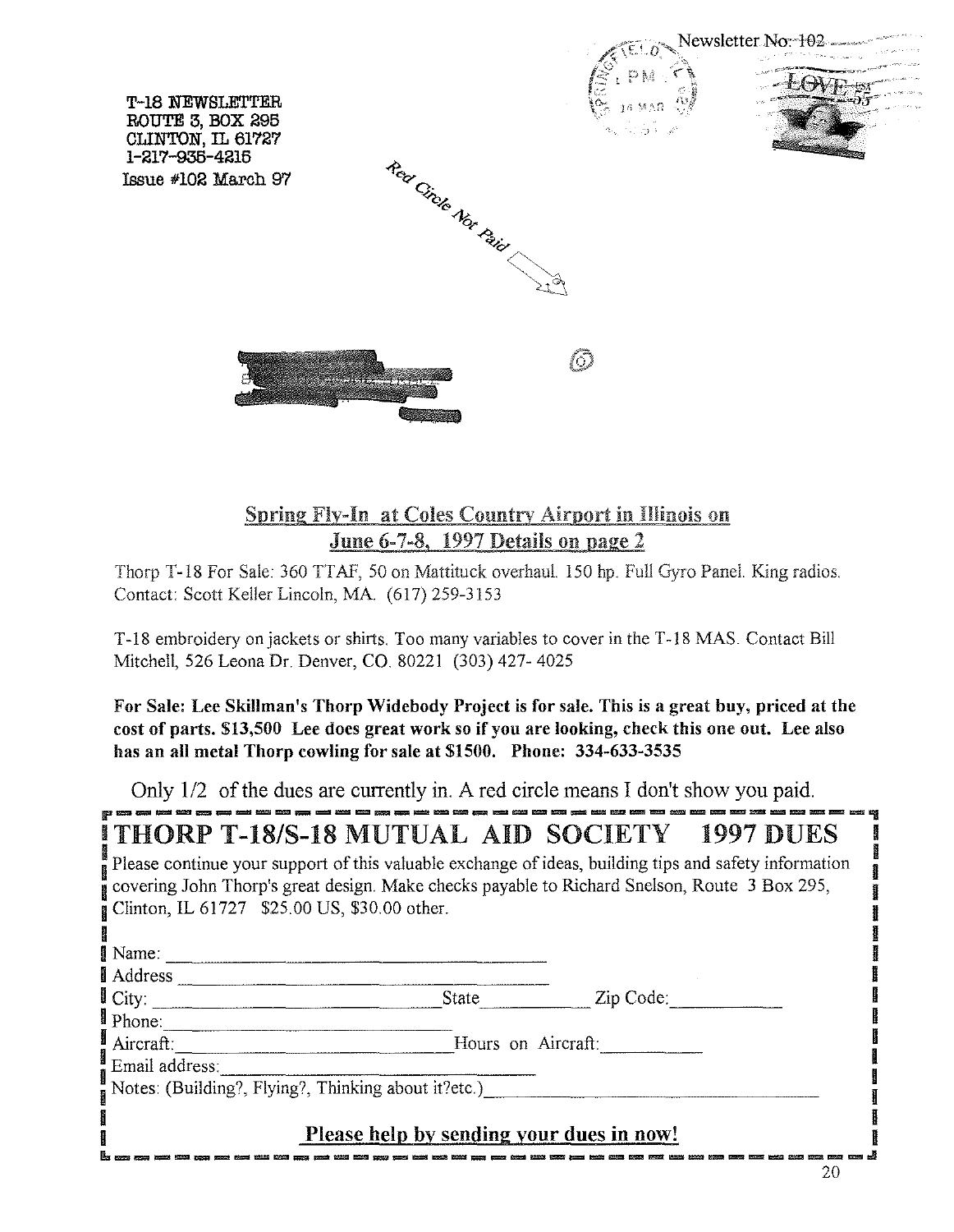Newsletter No: 102

T-18 NEWSLETTER
ROUTE 3, BOX 295
CLINTON, IL 61727
1-217-935-4215
Issue #102 March 97

Red Circle Not Paid

**Spring Fly-In at Coles Country Airport in Illinois on June 6-7-8, 1997 Details on page 2**

Thorp T-18 For Sale: 360 TTAF, 50 on Mattituck overhaul. 150 hp. Full Gyro Panel. King radios. Contact: Scott Keller Lincoln, MA. (617) 259-3153

T-18 embroidery on jackets or shirts. Too many variables to cover in the T-18 MAS. Contact Bill Mitchell, 526 Leona Dr. Denver, CO. 80221 (303) 427- 4025

**For Sale: Lee Skillman's Thorp Widebody Project is for sale. This is a great buy, priced at the cost of parts. $13,500 Lee does great work so if you are looking, check this one out. Lee also has an all metal Thorp cowling for sale at $1500. Phone: 334-633-3535**

Only 1/2 of the dues are currently in. A red circle means I don't show you paid.

## THORP T-18/S-18 MUTUAL AID SOCIETY 1997 DUES

Please continue your support of this valuable exchange of ideas, building tips and safety information covering John Thorp's great design. Make checks payable to Richard Snelson, Route 3 Box 295, Clinton, IL 61727 $25.00 US, $30.00 other.

Name: ____________________

Address ____________________

City: ____________________ State __________ Zip Code: __________

Phone: ____________________

Aircraft: ____________________ Hours on Aircraft: __________

Email address: ____________________

Notes: (Building?, Flying?, Thinking about it?etc.) ____________________

**Please help by sending your dues in now!**